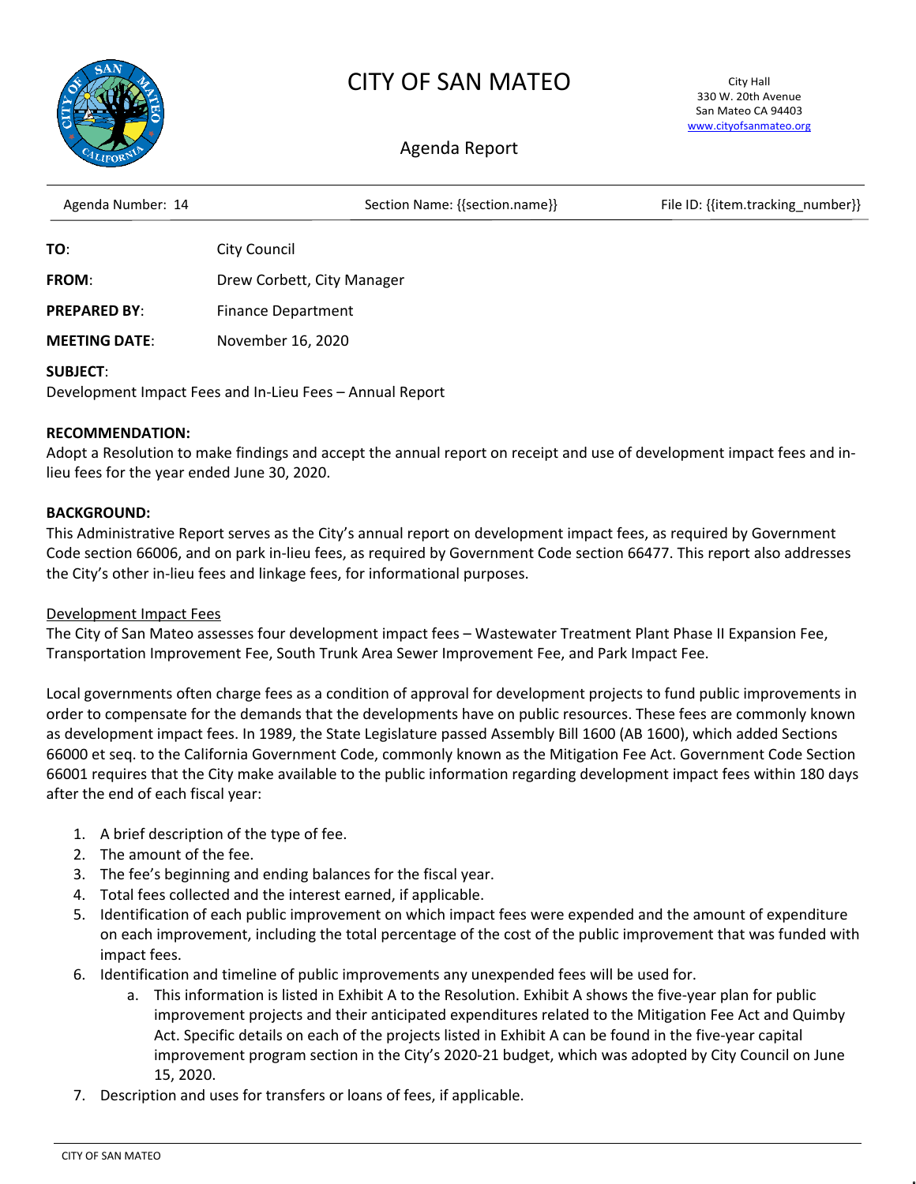# CITY OF SAN MATEO

City Hall
330 W. 20th Avenue
San Mateo CA 94403
www.cityofsanmateo.org

## Agenda Report

Agenda Number: 14 | Section Name: {{section.name}} | File ID: {{item.tracking_number}}

**TO**: City Council

**FROM**: Drew Corbett, City Manager

**PREPARED BY**: Finance Department

**MEETING DATE**: November 16, 2020

**SUBJECT**:
Development Impact Fees and In-Lieu Fees – Annual Report

**RECOMMENDATION:**
Adopt a Resolution to make findings and accept the annual report on receipt and use of development impact fees and in-lieu fees for the year ended June 30, 2020.

**BACKGROUND:**
This Administrative Report serves as the City's annual report on development impact fees, as required by Government Code section 66006, and on park in-lieu fees, as required by Government Code section 66477. This report also addresses the City's other in-lieu fees and linkage fees, for informational purposes.

Development Impact Fees
The City of San Mateo assesses four development impact fees – Wastewater Treatment Plant Phase II Expansion Fee, Transportation Improvement Fee, South Trunk Area Sewer Improvement Fee, and Park Impact Fee.

Local governments often charge fees as a condition of approval for development projects to fund public improvements in order to compensate for the demands that the developments have on public resources. These fees are commonly known as development impact fees. In 1989, the State Legislature passed Assembly Bill 1600 (AB 1600), which added Sections 66000 et seq. to the California Government Code, commonly known as the Mitigation Fee Act. Government Code Section 66001 requires that the City make available to the public information regarding development impact fees within 180 days after the end of each fiscal year:

1. A brief description of the type of fee.
2. The amount of the fee.
3. The fee's beginning and ending balances for the fiscal year.
4. Total fees collected and the interest earned, if applicable.
5. Identification of each public improvement on which impact fees were expended and the amount of expenditure on each improvement, including the total percentage of the cost of the public improvement that was funded with impact fees.
6. Identification and timeline of public improvements any unexpended fees will be used for.
   a. This information is listed in Exhibit A to the Resolution. Exhibit A shows the five-year plan for public improvement projects and their anticipated expenditures related to the Mitigation Fee Act and Quimby Act. Specific details on each of the projects listed in Exhibit A can be found in the five-year capital improvement program section in the City's 2020-21 budget, which was adopted by City Council on June 15, 2020.
7. Description and uses for transfers or loans of fees, if applicable.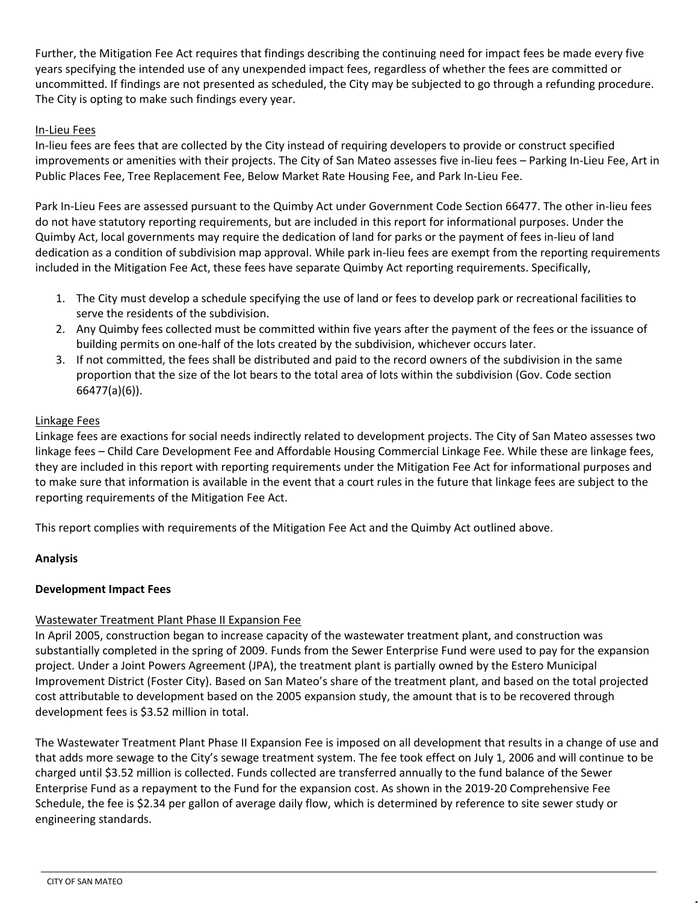Further, the Mitigation Fee Act requires that findings describing the continuing need for impact fees be made every five years specifying the intended use of any unexpended impact fees, regardless of whether the fees are committed or uncommitted. If findings are not presented as scheduled, the City may be subjected to go through a refunding procedure. The City is opting to make such findings every year.

In-Lieu Fees

In-lieu fees are fees that are collected by the City instead of requiring developers to provide or construct specified improvements or amenities with their projects. The City of San Mateo assesses five in-lieu fees – Parking In-Lieu Fee, Art in Public Places Fee, Tree Replacement Fee, Below Market Rate Housing Fee, and Park In-Lieu Fee.

Park In-Lieu Fees are assessed pursuant to the Quimby Act under Government Code Section 66477. The other in-lieu fees do not have statutory reporting requirements, but are included in this report for informational purposes. Under the Quimby Act, local governments may require the dedication of land for parks or the payment of fees in-lieu of land dedication as a condition of subdivision map approval. While park in-lieu fees are exempt from the reporting requirements included in the Mitigation Fee Act, these fees have separate Quimby Act reporting requirements. Specifically,

1. The City must develop a schedule specifying the use of land or fees to develop park or recreational facilities to serve the residents of the subdivision.
2. Any Quimby fees collected must be committed within five years after the payment of the fees or the issuance of building permits on one-half of the lots created by the subdivision, whichever occurs later.
3. If not committed, the fees shall be distributed and paid to the record owners of the subdivision in the same proportion that the size of the lot bears to the total area of lots within the subdivision (Gov. Code section 66477(a)(6)).

Linkage Fees

Linkage fees are exactions for social needs indirectly related to development projects. The City of San Mateo assesses two linkage fees – Child Care Development Fee and Affordable Housing Commercial Linkage Fee. While these are linkage fees, they are included in this report with reporting requirements under the Mitigation Fee Act for informational purposes and to make sure that information is available in the event that a court rules in the future that linkage fees are subject to the reporting requirements of the Mitigation Fee Act.

This report complies with requirements of the Mitigation Fee Act and the Quimby Act outlined above.

**Analysis**

**Development Impact Fees**

Wastewater Treatment Plant Phase II Expansion Fee

In April 2005, construction began to increase capacity of the wastewater treatment plant, and construction was substantially completed in the spring of 2009. Funds from the Sewer Enterprise Fund were used to pay for the expansion project. Under a Joint Powers Agreement (JPA), the treatment plant is partially owned by the Estero Municipal Improvement District (Foster City). Based on San Mateo's share of the treatment plant, and based on the total projected cost attributable to development based on the 2005 expansion study, the amount that is to be recovered through development fees is $3.52 million in total.

The Wastewater Treatment Plant Phase II Expansion Fee is imposed on all development that results in a change of use and that adds more sewage to the City's sewage treatment system. The fee took effect on July 1, 2006 and will continue to be charged until $3.52 million is collected. Funds collected are transferred annually to the fund balance of the Sewer Enterprise Fund as a repayment to the Fund for the expansion cost. As shown in the 2019-20 Comprehensive Fee Schedule, the fee is $2.34 per gallon of average daily flow, which is determined by reference to site sewer study or engineering standards.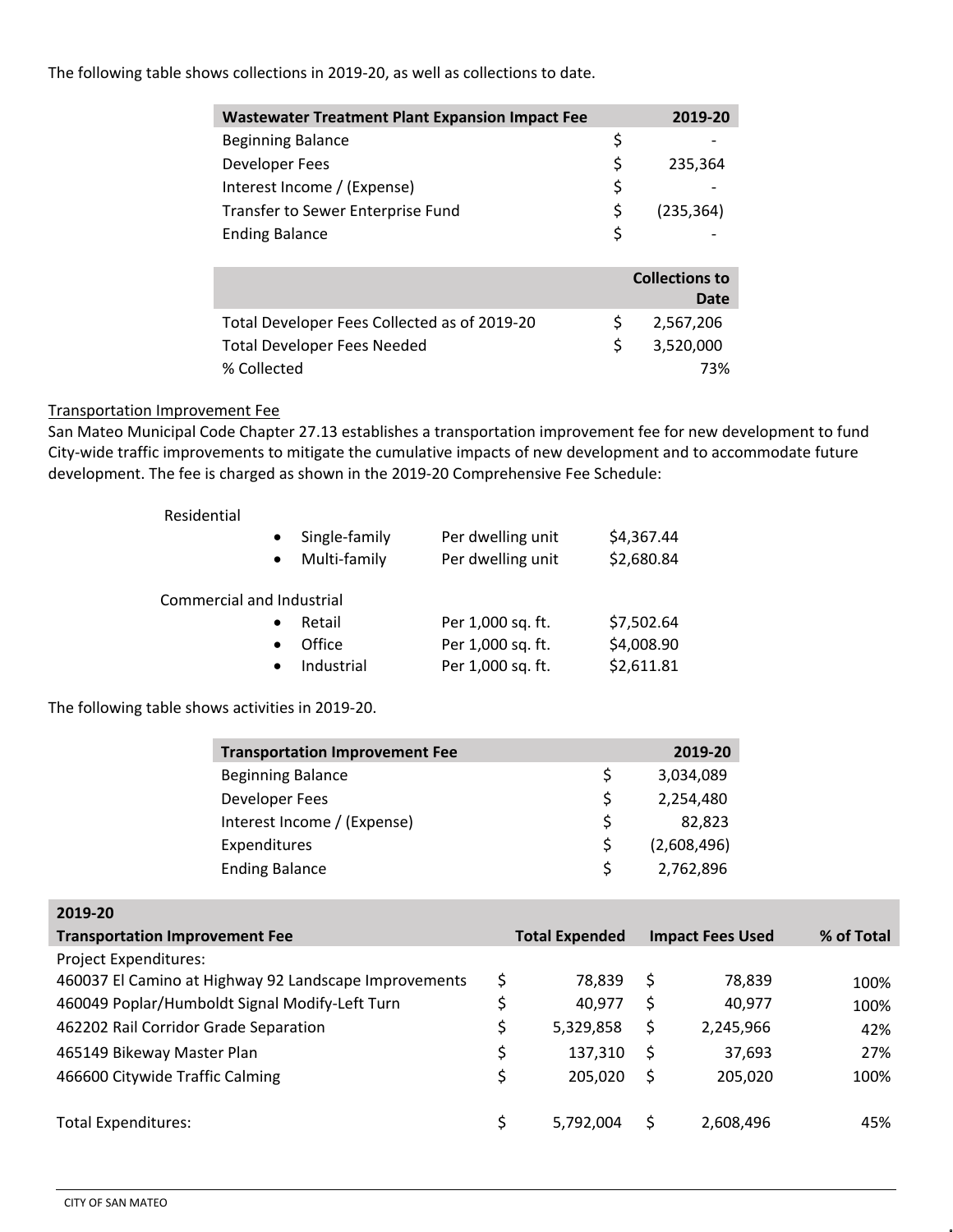The following table shows collections in 2019-20, as well as collections to date.

| Wastewater Treatment Plant Expansion Impact Fee | | 2019-20 |
|---|---|---|
| Beginning Balance | $ | - |
| Developer Fees | $ | 235,364 |
| Interest Income / (Expense) | $ | - |
| Transfer to Sewer Enterprise Fund | $ | (235,364) |
| Ending Balance | $ | - |

| | | Collections to Date |
|---|---|---|
| Total Developer Fees Collected as of 2019-20 | $ | 2,567,206 |
| Total Developer Fees Needed | $ | 3,520,000 |
| % Collected | | 73% |

Transportation Improvement Fee

San Mateo Municipal Code Chapter 27.13 establishes a transportation improvement fee for new development to fund City-wide traffic improvements to mitigate the cumulative impacts of new development and to accommodate future development. The fee is charged as shown in the 2019-20 Comprehensive Fee Schedule:

Residential

- Single-family — Per dwelling unit — $4,367.44
- Multi-family — Per dwelling unit — $2,680.84

Commercial and Industrial

- Retail — Per 1,000 sq. ft. — $7,502.64
- Office — Per 1,000 sq. ft. — $4,008.90
- Industrial — Per 1,000 sq. ft. — $2,611.81

The following table shows activities in 2019-20.

| Transportation Improvement Fee | | 2019-20 |
|---|---|---|
| Beginning Balance | $ | 3,034,089 |
| Developer Fees | $ | 2,254,480 |
| Interest Income / (Expense) | $ | 82,823 |
| Expenditures | $ | (2,608,496) |
| Ending Balance | $ | 2,762,896 |

| 2019-20 Transportation Improvement Fee | | Total Expended | | Impact Fees Used | % of Total |
|---|---|---|---|---|---|
| Project Expenditures: | | | | | |
| 460037 El Camino at Highway 92 Landscape Improvements | $ | 78,839 | $ | 78,839 | 100% |
| 460049 Poplar/Humboldt Signal Modify-Left Turn | $ | 40,977 | $ | 40,977 | 100% |
| 462202 Rail Corridor Grade Separation | $ | 5,329,858 | $ | 2,245,966 | 42% |
| 465149 Bikeway Master Plan | $ | 137,310 | $ | 37,693 | 27% |
| 466600 Citywide Traffic Calming | $ | 205,020 | $ | 205,020 | 100% |
| Total Expenditures: | $ | 5,792,004 | $ | 2,608,496 | 45% |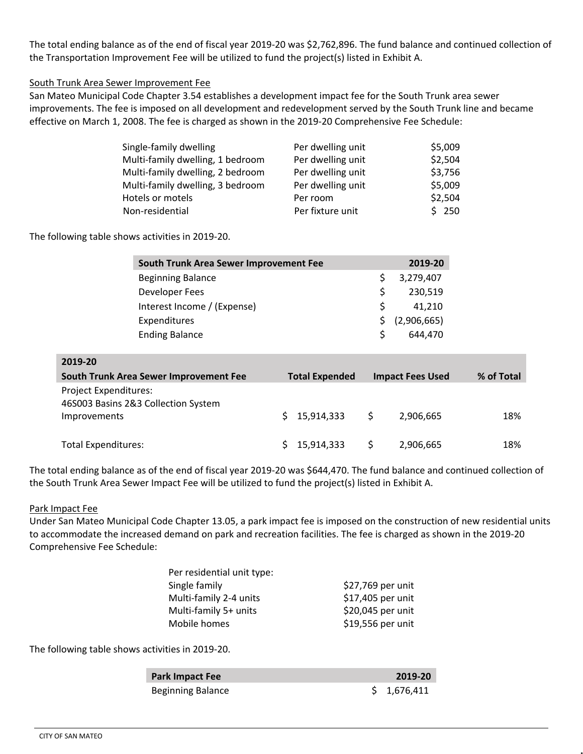The total ending balance as of the end of fiscal year 2019-20 was $2,762,896. The fund balance and continued collection of the Transportation Improvement Fee will be utilized to fund the project(s) listed in Exhibit A.

<u>South Trunk Area Sewer Improvement Fee</u>

San Mateo Municipal Code Chapter 3.54 establishes a development impact fee for the South Trunk area sewer improvements. The fee is imposed on all development and redevelopment served by the South Trunk line and became effective on March 1, 2008. The fee is charged as shown in the 2019-20 Comprehensive Fee Schedule:

| | | |
|---|---|---|
| Single-family dwelling | Per dwelling unit | $5,009 |
| Multi-family dwelling, 1 bedroom | Per dwelling unit | $2,504 |
| Multi-family dwelling, 2 bedroom | Per dwelling unit | $3,756 |
| Multi-family dwelling, 3 bedroom | Per dwelling unit | $5,009 |
| Hotels or motels | Per room | $2,504 |
| Non-residential | Per fixture unit | $ 250 |

The following table shows activities in 2019-20.

| South Trunk Area Sewer Improvement Fee | 2019-20 |
|---|---|
| Beginning Balance | $ 3,279,407 |
| Developer Fees | $ 230,519 |
| Interest Income / (Expense) | $ 41,210 |
| Expenditures | $ (2,906,665) |
| Ending Balance | $ 644,470 |

| 2019-20 South Trunk Area Sewer Improvement Fee | Total Expended | Impact Fees Used | % of Total |
|---|---|---|---|
| Project Expenditures: | | | |
| 46S003 Basins 2&3 Collection System Improvements | $ 15,914,333 | $ 2,906,665 | 18% |
| Total Expenditures: | $ 15,914,333 | $ 2,906,665 | 18% |

The total ending balance as of the end of fiscal year 2019-20 was $644,470. The fund balance and continued collection of the South Trunk Area Sewer Impact Fee will be utilized to fund the project(s) listed in Exhibit A.

<u>Park Impact Fee</u>

Under San Mateo Municipal Code Chapter 13.05, a park impact fee is imposed on the construction of new residential units to accommodate the increased demand on park and recreation facilities. The fee is charged as shown in the 2019-20 Comprehensive Fee Schedule:

| Per residential unit type: | |
|---|---|
| Single family | $27,769 per unit |
| Multi-family 2-4 units | $17,405 per unit |
| Multi-family 5+ units | $20,045 per unit |
| Mobile homes | $19,556 per unit |

The following table shows activities in 2019-20.

| Park Impact Fee | 2019-20 |
|---|---|
| Beginning Balance | $ 1,676,411 |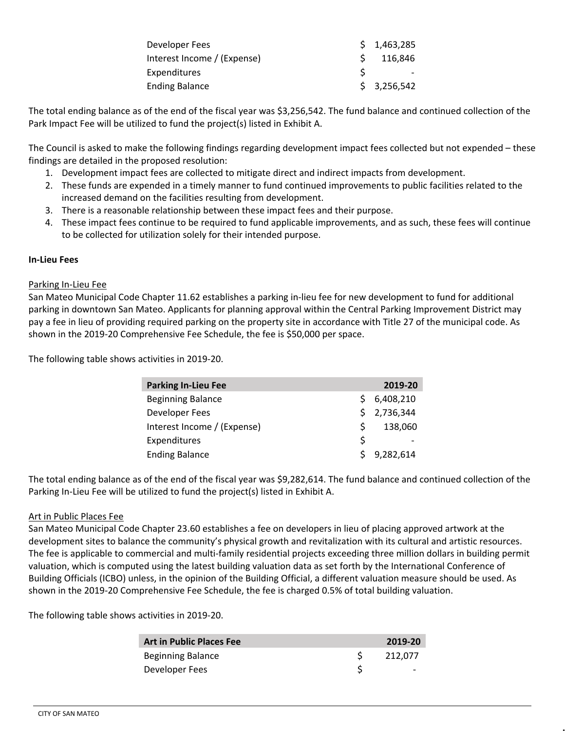| | |
|---|---|
| Developer Fees | $ 1,463,285 |
| Interest Income / (Expense) | $ 116,846 |
| Expenditures | $ - |
| Ending Balance | $ 3,256,542 |

The total ending balance as of the end of the fiscal year was $3,256,542. The fund balance and continued collection of the Park Impact Fee will be utilized to fund the project(s) listed in Exhibit A.

The Council is asked to make the following findings regarding development impact fees collected but not expended – these findings are detailed in the proposed resolution:

1. Development impact fees are collected to mitigate direct and indirect impacts from development.
2. These funds are expended in a timely manner to fund continued improvements to public facilities related to the increased demand on the facilities resulting from development.
3. There is a reasonable relationship between these impact fees and their purpose.
4. These impact fees continue to be required to fund applicable improvements, and as such, these fees will continue to be collected for utilization solely for their intended purpose.

**In-Lieu Fees**

Parking In-Lieu Fee

San Mateo Municipal Code Chapter 11.62 establishes a parking in-lieu fee for new development to fund for additional parking in downtown San Mateo. Applicants for planning approval within the Central Parking Improvement District may pay a fee in lieu of providing required parking on the property site in accordance with Title 27 of the municipal code. As shown in the 2019-20 Comprehensive Fee Schedule, the fee is $50,000 per space.

The following table shows activities in 2019-20.

| Parking In-Lieu Fee | 2019-20 |
|---|---|
| Beginning Balance | $ 6,408,210 |
| Developer Fees | $ 2,736,344 |
| Interest Income / (Expense) | $ 138,060 |
| Expenditures | $ - |
| Ending Balance | $ 9,282,614 |

The total ending balance as of the end of the fiscal year was $9,282,614. The fund balance and continued collection of the Parking In-Lieu Fee will be utilized to fund the project(s) listed in Exhibit A.

Art in Public Places Fee

San Mateo Municipal Code Chapter 23.60 establishes a fee on developers in lieu of placing approved artwork at the development sites to balance the community's physical growth and revitalization with its cultural and artistic resources. The fee is applicable to commercial and multi-family residential projects exceeding three million dollars in building permit valuation, which is computed using the latest building valuation data as set forth by the International Conference of Building Officials (ICBO) unless, in the opinion of the Building Official, a different valuation measure should be used. As shown in the 2019-20 Comprehensive Fee Schedule, the fee is charged 0.5% of total building valuation.

The following table shows activities in 2019-20.

| Art in Public Places Fee | 2019-20 |
|---|---|
| Beginning Balance | $ 212,077 |
| Developer Fees | $ - |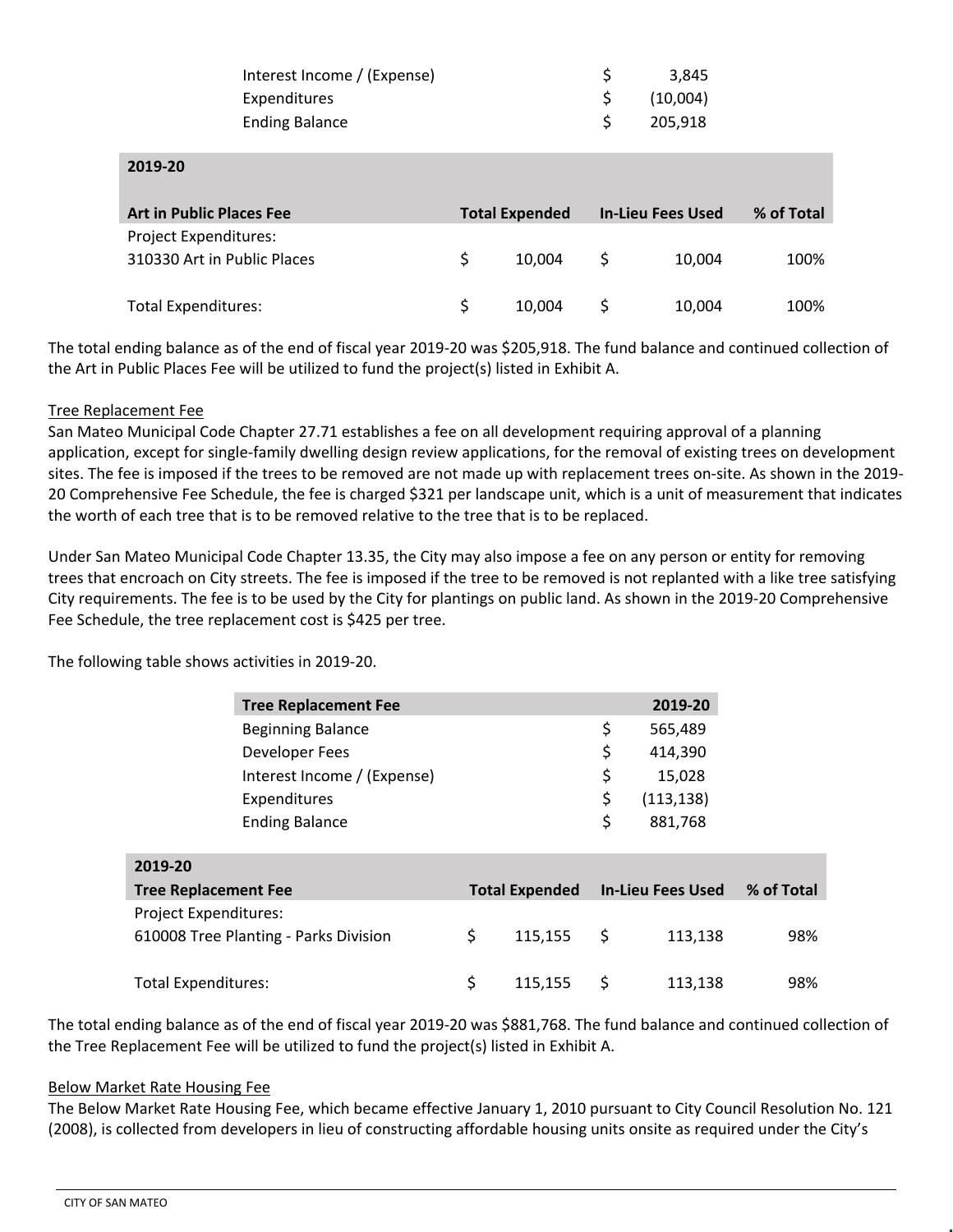| | | |
|---|---|---|
| Interest Income / (Expense) | $ | 3,845 |
| Expenditures | $ | (10,004) |
| Ending Balance | $ | 205,918 |

| 2019-20 Art in Public Places Fee | Total Expended | | In-Lieu Fees Used | | % of Total |
|---|---|---|---|---|---|
| Project Expenditures: | | | | | |
| 310330 Art in Public Places | $ | 10,004 | $ | 10,004 | 100% |
| Total Expenditures: | $ | 10,004 | $ | 10,004 | 100% |

The total ending balance as of the end of fiscal year 2019-20 was $205,918. The fund balance and continued collection of the Art in Public Places Fee will be utilized to fund the project(s) listed in Exhibit A.

Tree Replacement Fee

San Mateo Municipal Code Chapter 27.71 establishes a fee on all development requiring approval of a planning application, except for single-family dwelling design review applications, for the removal of existing trees on development sites. The fee is imposed if the trees to be removed are not made up with replacement trees on-site. As shown in the 2019-20 Comprehensive Fee Schedule, the fee is charged $321 per landscape unit, which is a unit of measurement that indicates the worth of each tree that is to be removed relative to the tree that is to be replaced.

Under San Mateo Municipal Code Chapter 13.35, the City may also impose a fee on any person or entity for removing trees that encroach on City streets. The fee is imposed if the tree to be removed is not replanted with a like tree satisfying City requirements. The fee is to be used by the City for plantings on public land. As shown in the 2019-20 Comprehensive Fee Schedule, the tree replacement cost is $425 per tree.

The following table shows activities in 2019-20.

| Tree Replacement Fee | | 2019-20 |
|---|---|---|
| Beginning Balance | $ | 565,489 |
| Developer Fees | $ | 414,390 |
| Interest Income / (Expense) | $ | 15,028 |
| Expenditures | $ | (113,138) |
| Ending Balance | $ | 881,768 |

| 2019-20 Tree Replacement Fee | Total Expended | | In-Lieu Fees Used | | % of Total |
|---|---|---|---|---|---|
| Project Expenditures: | | | | | |
| 610008 Tree Planting - Parks Division | $ | 115,155 | $ | 113,138 | 98% |
| Total Expenditures: | $ | 115,155 | $ | 113,138 | 98% |

The total ending balance as of the end of fiscal year 2019-20 was $881,768. The fund balance and continued collection of the Tree Replacement Fee will be utilized to fund the project(s) listed in Exhibit A.

Below Market Rate Housing Fee

The Below Market Rate Housing Fee, which became effective January 1, 2010 pursuant to City Council Resolution No. 121 (2008), is collected from developers in lieu of constructing affordable housing units onsite as required under the City's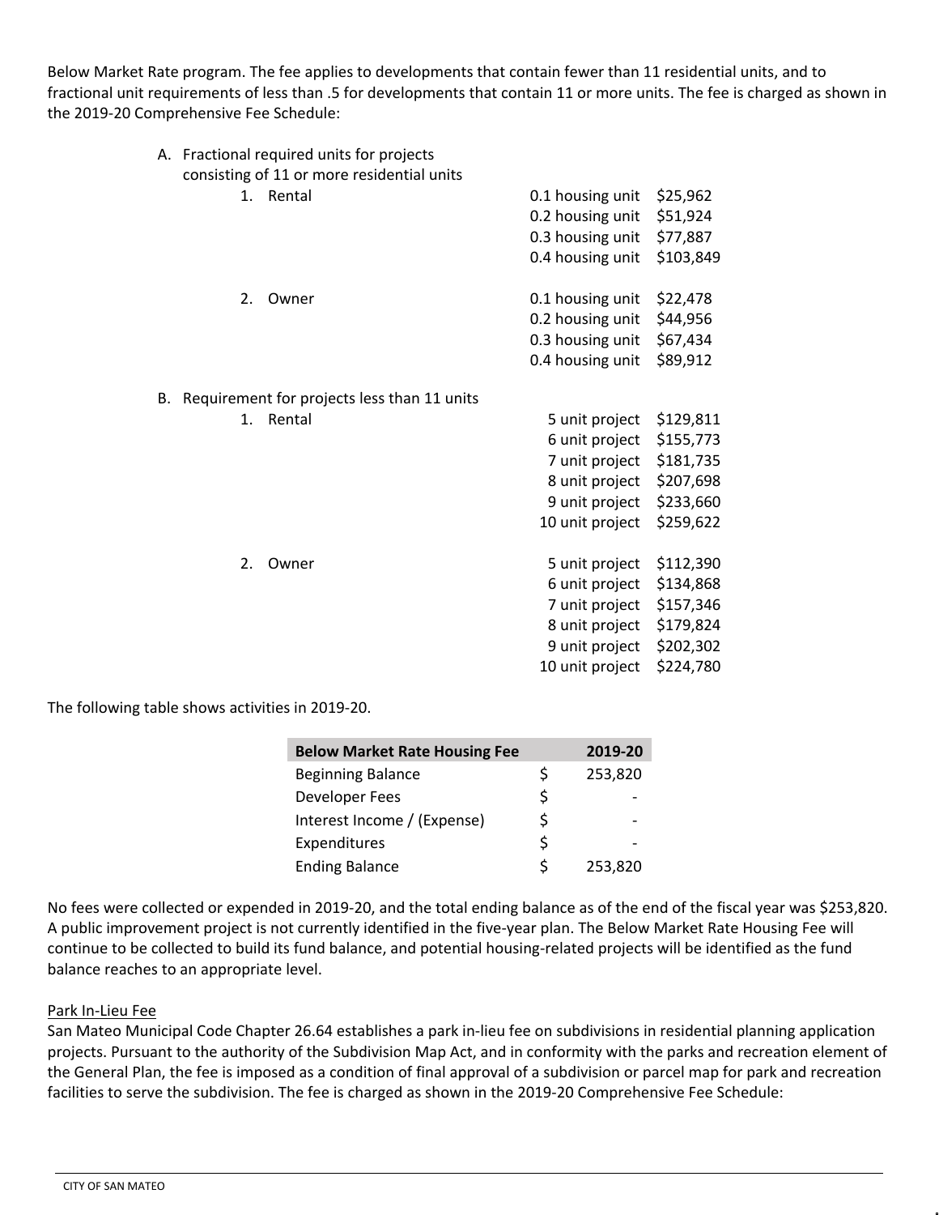Below Market Rate program. The fee applies to developments that contain fewer than 11 residential units, and to fractional unit requirements of less than .5 for developments that contain 11 or more units. The fee is charged as shown in the 2019-20 Comprehensive Fee Schedule:

A. Fractional required units for projects consisting of 11 or more residential units

1. Rental

| | |
|---|---|
| 0.1 housing unit | $25,962 |
| 0.2 housing unit | $51,924 |
| 0.3 housing unit | $77,887 |
| 0.4 housing unit | $103,849 |

2. Owner

| | |
|---|---|
| 0.1 housing unit | $22,478 |
| 0.2 housing unit | $44,956 |
| 0.3 housing unit | $67,434 |
| 0.4 housing unit | $89,912 |

B. Requirement for projects less than 11 units

1. Rental

| | |
|---|---|
| 5 unit project | $129,811 |
| 6 unit project | $155,773 |
| 7 unit project | $181,735 |
| 8 unit project | $207,698 |
| 9 unit project | $233,660 |
| 10 unit project | $259,622 |

2. Owner

| | |
|---|---|
| 5 unit project | $112,390 |
| 6 unit project | $134,868 |
| 7 unit project | $157,346 |
| 8 unit project | $179,824 |
| 9 unit project | $202,302 |
| 10 unit project | $224,780 |

The following table shows activities in 2019-20.

| Below Market Rate Housing Fee | | 2019-20 |
|---|---|---|
| Beginning Balance | $ | 253,820 |
| Developer Fees | $ | - |
| Interest Income / (Expense) | $ | - |
| Expenditures | $ | - |
| Ending Balance | $ | 253,820 |

No fees were collected or expended in 2019-20, and the total ending balance as of the end of the fiscal year was $253,820. A public improvement project is not currently identified in the five-year plan. The Below Market Rate Housing Fee will continue to be collected to build its fund balance, and potential housing-related projects will be identified as the fund balance reaches to an appropriate level.

Park In-Lieu Fee

San Mateo Municipal Code Chapter 26.64 establishes a park in-lieu fee on subdivisions in residential planning application projects. Pursuant to the authority of the Subdivision Map Act, and in conformity with the parks and recreation element of the General Plan, the fee is imposed as a condition of final approval of a subdivision or parcel map for park and recreation facilities to serve the subdivision. The fee is charged as shown in the 2019-20 Comprehensive Fee Schedule: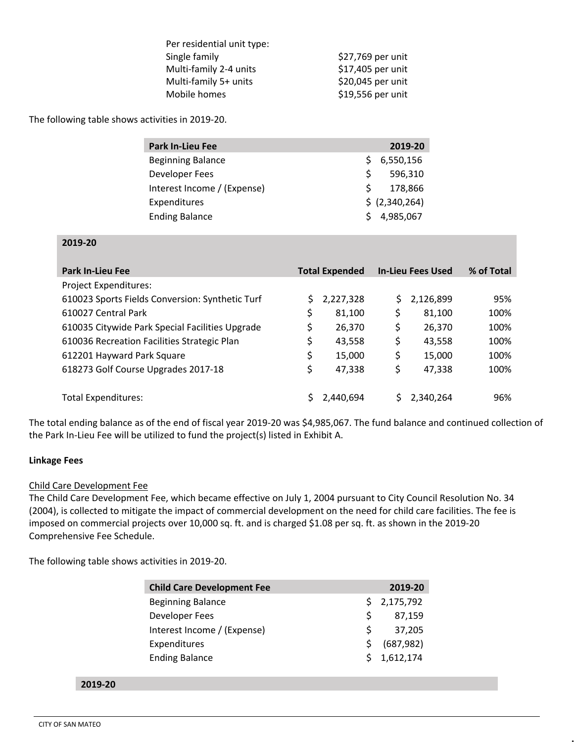| Per residential unit type: | |
|---|---|
| Single family | $27,769 per unit |
| Multi-family 2-4 units | $17,405 per unit |
| Multi-family 5+ units | $20,045 per unit |
| Mobile homes | $19,556 per unit |

The following table shows activities in 2019-20.

| Park In-Lieu Fee | 2019-20 |
|---|---|
| Beginning Balance | $ 6,550,156 |
| Developer Fees | $ 596,310 |
| Interest Income / (Expense) | $ 178,866 |
| Expenditures | $ (2,340,264) |
| Ending Balance | $ 4,985,067 |

| 2019-20 | | | |
|---|---|---|---|
| **Park In-Lieu Fee** | **Total Expended** | **In-Lieu Fees Used** | **% of Total** |
| Project Expenditures: | | | |
| 610023 Sports Fields Conversion: Synthetic Turf | $ 2,227,328 | $ 2,126,899 | 95% |
| 610027 Central Park | $ 81,100 | $ 81,100 | 100% |
| 610035 Citywide Park Special Facilities Upgrade | $ 26,370 | $ 26,370 | 100% |
| 610036 Recreation Facilities Strategic Plan | $ 43,558 | $ 43,558 | 100% |
| 612201 Hayward Park Square | $ 15,000 | $ 15,000 | 100% |
| 618273 Golf Course Upgrades 2017-18 | $ 47,338 | $ 47,338 | 100% |
| Total Expenditures: | $ 2,440,694 | $ 2,340,264 | 96% |

The total ending balance as of the end of fiscal year 2019-20 was $4,985,067. The fund balance and continued collection of the Park In-Lieu Fee will be utilized to fund the project(s) listed in Exhibit A.

**Linkage Fees**

Child Care Development Fee

The Child Care Development Fee, which became effective on July 1, 2004 pursuant to City Council Resolution No. 34 (2004), is collected to mitigate the impact of commercial development on the need for child care facilities. The fee is imposed on commercial projects over 10,000 sq. ft. and is charged $1.08 per sq. ft. as shown in the 2019-20 Comprehensive Fee Schedule.

The following table shows activities in 2019-20.

| Child Care Development Fee | 2019-20 |
|---|---|
| Beginning Balance | $ 2,175,792 |
| Developer Fees | $ 87,159 |
| Interest Income / (Expense) | $ 37,205 |
| Expenditures | $ (687,982) |
| Ending Balance | $ 1,612,174 |

**2019-20**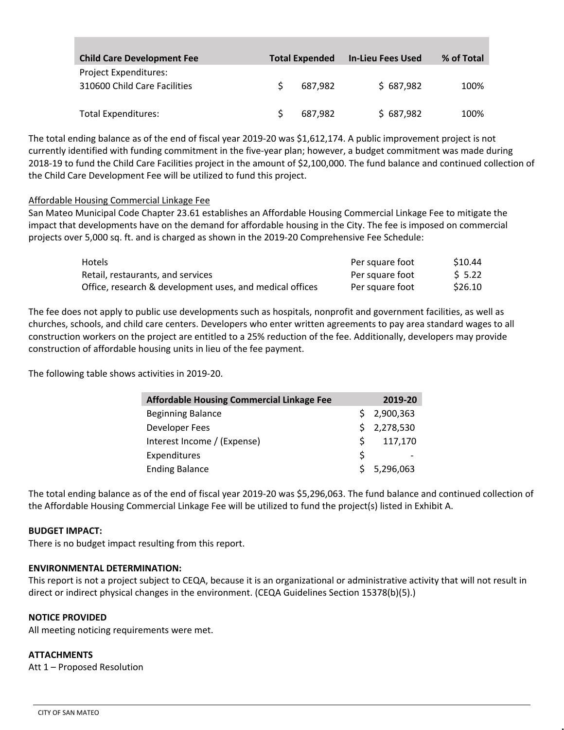| Child Care Development Fee | Total Expended | In-Lieu Fees Used | % of Total |
|---|---|---|---|
| Project Expenditures: | | | |
| 310600 Child Care Facilities | $ 687,982 | $ 687,982 | 100% |
| | | | |
| Total Expenditures: | $ 687,982 | $ 687,982 | 100% |

The total ending balance as of the end of fiscal year 2019-20 was $1,612,174. A public improvement project is not currently identified with funding commitment in the five-year plan; however, a budget commitment was made during 2018-19 to fund the Child Care Facilities project in the amount of $2,100,000. The fund balance and continued collection of the Child Care Development Fee will be utilized to fund this project.

Affordable Housing Commercial Linkage Fee

San Mateo Municipal Code Chapter 23.61 establishes an Affordable Housing Commercial Linkage Fee to mitigate the impact that developments have on the demand for affordable housing in the City. The fee is imposed on commercial projects over 5,000 sq. ft. and is charged as shown in the 2019-20 Comprehensive Fee Schedule:

| | | |
|---|---|---|
| Hotels | Per square foot | $10.44 |
| Retail, restaurants, and services | Per square foot | $ 5.22 |
| Office, research & development uses, and medical offices | Per square foot | $26.10 |

The fee does not apply to public use developments such as hospitals, nonprofit and government facilities, as well as churches, schools, and child care centers. Developers who enter written agreements to pay area standard wages to all construction workers on the project are entitled to a 25% reduction of the fee. Additionally, developers may provide construction of affordable housing units in lieu of the fee payment.

The following table shows activities in 2019-20.

| Affordable Housing Commercial Linkage Fee | 2019-20 |
|---|---|
| Beginning Balance | $ 2,900,363 |
| Developer Fees | $ 2,278,530 |
| Interest Income / (Expense) | $ 117,170 |
| Expenditures | $ - |
| Ending Balance | $ 5,296,063 |

The total ending balance as of the end of fiscal year 2019-20 was $5,296,063. The fund balance and continued collection of the Affordable Housing Commercial Linkage Fee will be utilized to fund the project(s) listed in Exhibit A.

**BUDGET IMPACT:**

There is no budget impact resulting from this report.

**ENVIRONMENTAL DETERMINATION:**

This report is not a project subject to CEQA, because it is an organizational or administrative activity that will not result in direct or indirect physical changes in the environment. (CEQA Guidelines Section 15378(b)(5).)

**NOTICE PROVIDED**

All meeting noticing requirements were met.

**ATTACHMENTS**

Att 1 – Proposed Resolution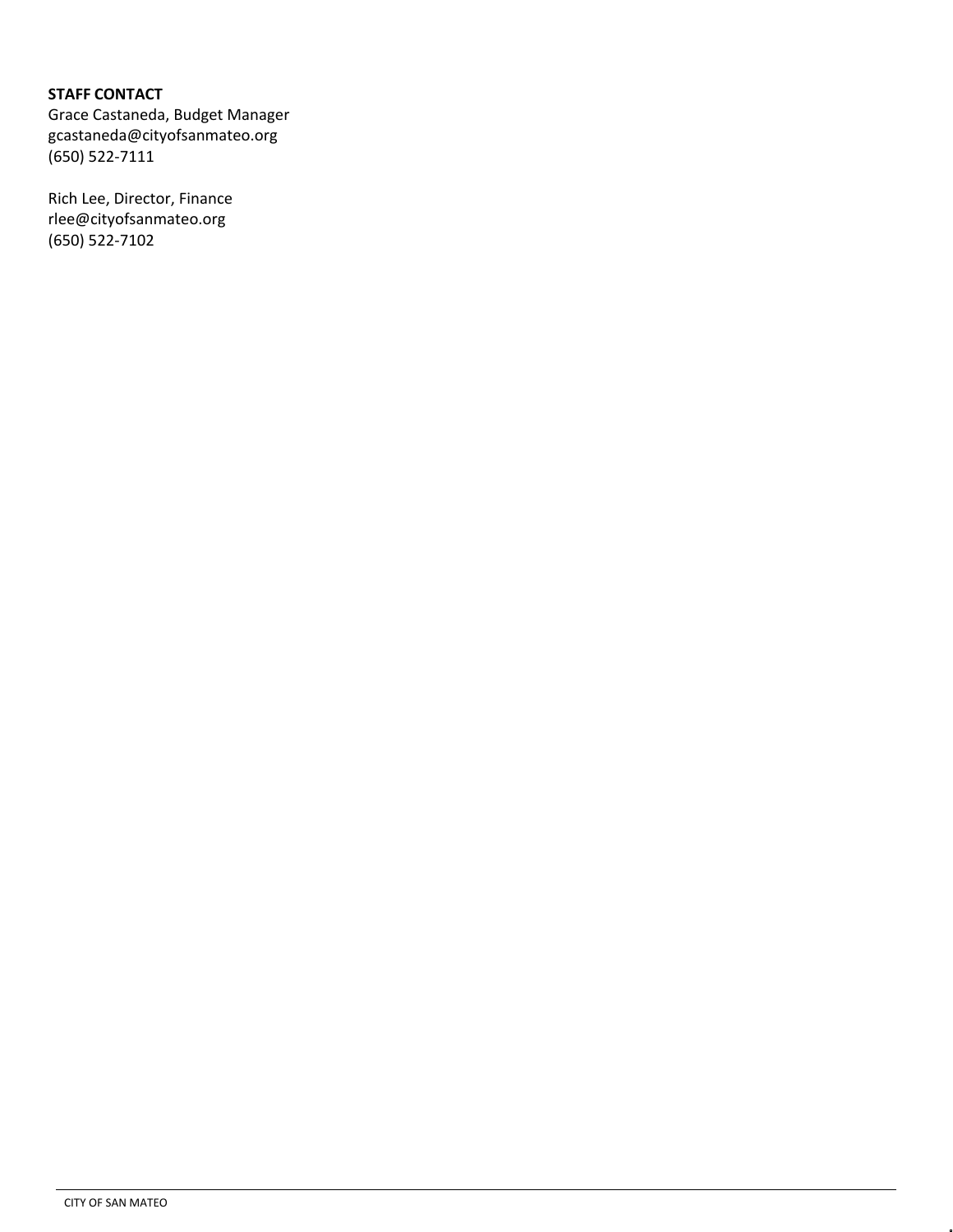**STAFF CONTACT**
Grace Castaneda, Budget Manager
gcastaneda@cityofsanmateo.org
(650) 522-7111

Rich Lee, Director, Finance
rlee@cityofsanmateo.org
(650) 522-7102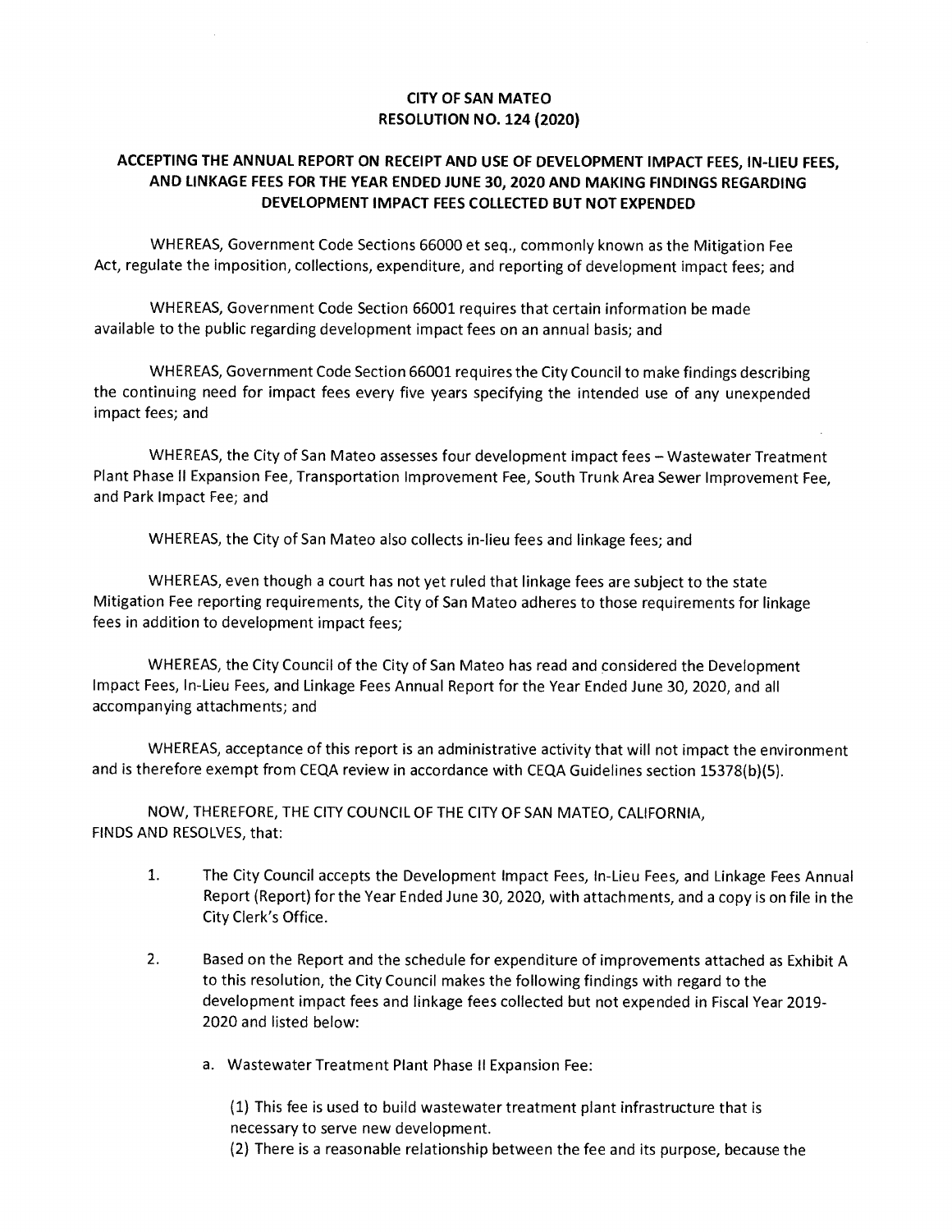**CITY OF SAN MATEO**
**RESOLUTION NO. 124 (2020)**

**ACCEPTING THE ANNUAL REPORT ON RECEIPT AND USE OF DEVELOPMENT IMPACT FEES, IN-LIEU FEES, AND LINKAGE FEES FOR THE YEAR ENDED JUNE 30, 2020 AND MAKING FINDINGS REGARDING DEVELOPMENT IMPACT FEES COLLECTED BUT NOT EXPENDED**

WHEREAS, Government Code Sections 66000 et seq., commonly known as the Mitigation Fee Act, regulate the imposition, collections, expenditure, and reporting of development impact fees; and

WHEREAS, Government Code Section 66001 requires that certain information be made available to the public regarding development impact fees on an annual basis; and

WHEREAS, Government Code Section 66001 requires the City Council to make findings describing the continuing need for impact fees every five years specifying the intended use of any unexpended impact fees; and

WHEREAS, the City of San Mateo assesses four development impact fees – Wastewater Treatment Plant Phase II Expansion Fee, Transportation Improvement Fee, South Trunk Area Sewer Improvement Fee, and Park Impact Fee; and

WHEREAS, the City of San Mateo also collects in-lieu fees and linkage fees; and

WHEREAS, even though a court has not yet ruled that linkage fees are subject to the state Mitigation Fee reporting requirements, the City of San Mateo adheres to those requirements for linkage fees in addition to development impact fees;

WHEREAS, the City Council of the City of San Mateo has read and considered the Development Impact Fees, In-Lieu Fees, and Linkage Fees Annual Report for the Year Ended June 30, 2020, and all accompanying attachments; and

WHEREAS, acceptance of this report is an administrative activity that will not impact the environment and is therefore exempt from CEQA review in accordance with CEQA Guidelines section 15378(b)(5).

NOW, THEREFORE, THE CITY COUNCIL OF THE CITY OF SAN MATEO, CALIFORNIA, FINDS AND RESOLVES, that:

1. The City Council accepts the Development Impact Fees, In-Lieu Fees, and Linkage Fees Annual Report (Report) for the Year Ended June 30, 2020, with attachments, and a copy is on file in the City Clerk's Office.

2. Based on the Report and the schedule for expenditure of improvements attached as Exhibit A to this resolution, the City Council makes the following findings with regard to the development impact fees and linkage fees collected but not expended in Fiscal Year 2019-2020 and listed below:

   a. Wastewater Treatment Plant Phase II Expansion Fee:

      (1) This fee is used to build wastewater treatment plant infrastructure that is necessary to serve new development.
      (2) There is a reasonable relationship between the fee and its purpose, because the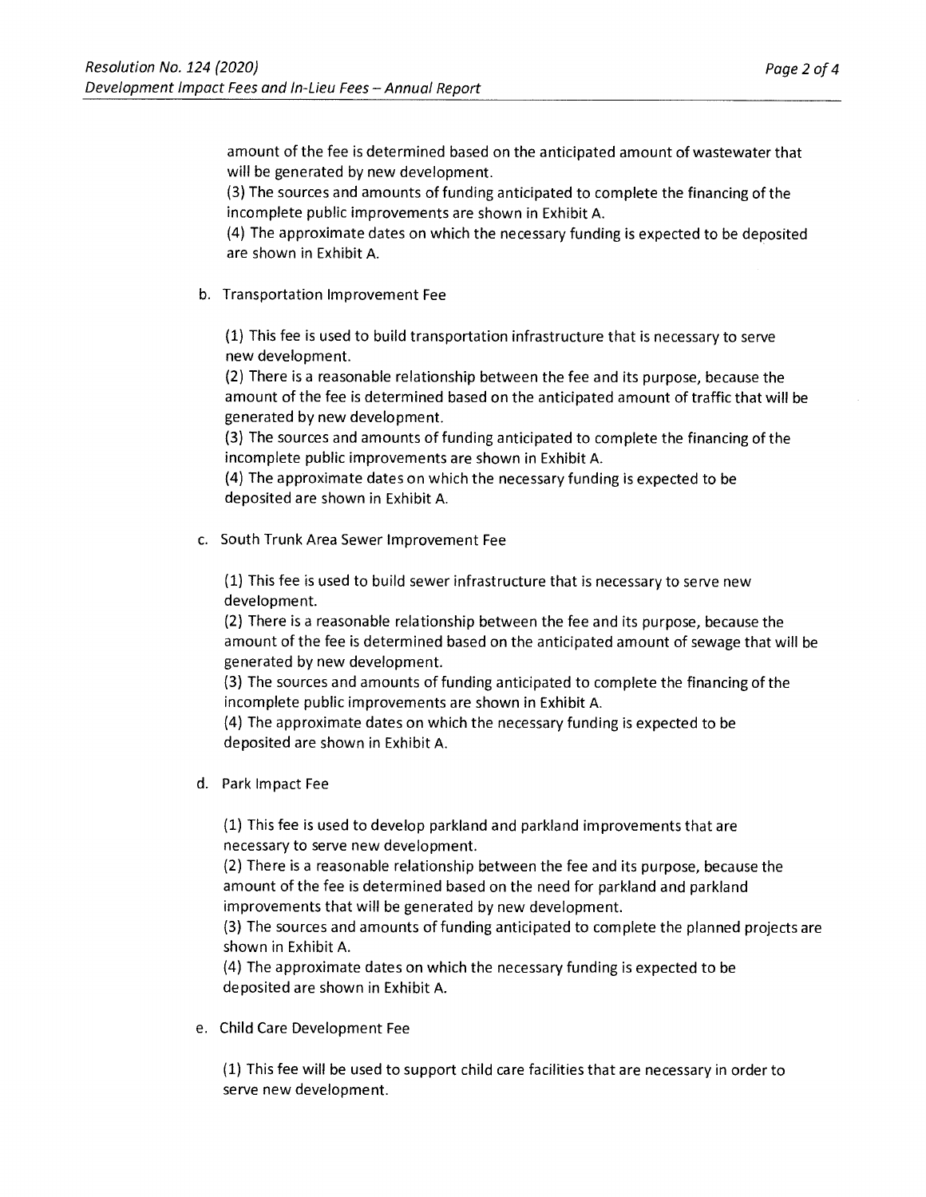amount of the fee is determined based on the anticipated amount of wastewater that will be generated by new development.

(3) The sources and amounts of funding anticipated to complete the financing of the incomplete public improvements are shown in Exhibit A.

(4) The approximate dates on which the necessary funding is expected to be deposited are shown in Exhibit A.

b. Transportation Improvement Fee

(1) This fee is used to build transportation infrastructure that is necessary to serve new development.

(2) There is a reasonable relationship between the fee and its purpose, because the amount of the fee is determined based on the anticipated amount of traffic that will be generated by new development.

(3) The sources and amounts of funding anticipated to complete the financing of the incomplete public improvements are shown in Exhibit A.

(4) The approximate dates on which the necessary funding is expected to be deposited are shown in Exhibit A.

c. South Trunk Area Sewer Improvement Fee

(1) This fee is used to build sewer infrastructure that is necessary to serve new development.

(2) There is a reasonable relationship between the fee and its purpose, because the amount of the fee is determined based on the anticipated amount of sewage that will be generated by new development.

(3) The sources and amounts of funding anticipated to complete the financing of the incomplete public improvements are shown in Exhibit A.

(4) The approximate dates on which the necessary funding is expected to be deposited are shown in Exhibit A.

d. Park Impact Fee

(1) This fee is used to develop parkland and parkland improvements that are necessary to serve new development.

(2) There is a reasonable relationship between the fee and its purpose, because the amount of the fee is determined based on the need for parkland and parkland improvements that will be generated by new development.

(3) The sources and amounts of funding anticipated to complete the planned projects are shown in Exhibit A.

(4) The approximate dates on which the necessary funding is expected to be deposited are shown in Exhibit A.

e. Child Care Development Fee

(1) This fee will be used to support child care facilities that are necessary in order to serve new development.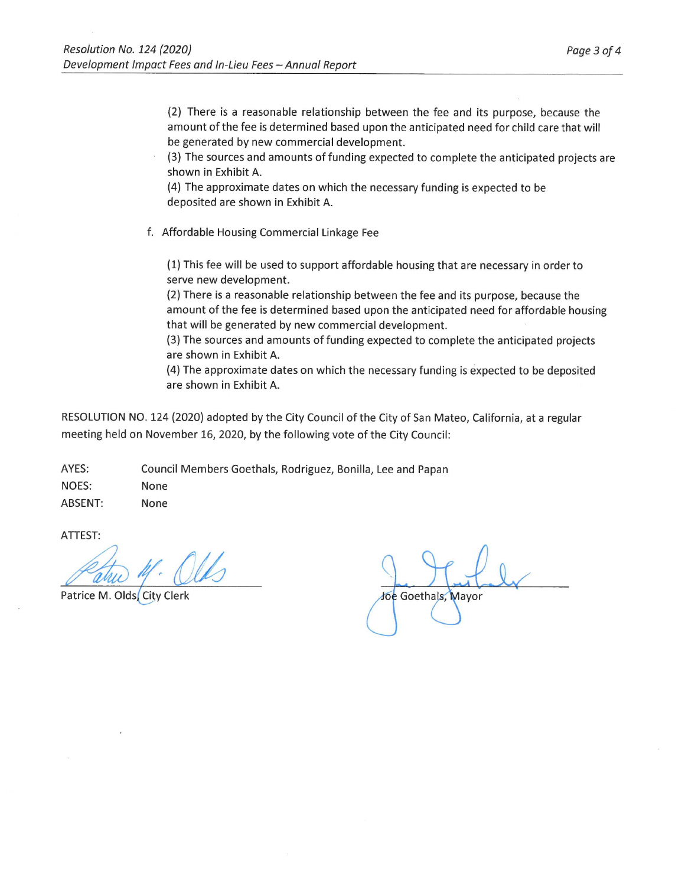(2) There is a reasonable relationship between the fee and its purpose, because the amount of the fee is determined based upon the anticipated need for child care that will be generated by new commercial development.
(3) The sources and amounts of funding expected to complete the anticipated projects are shown in Exhibit A.
(4) The approximate dates on which the necessary funding is expected to be deposited are shown in Exhibit A.

f. Affordable Housing Commercial Linkage Fee

(1) This fee will be used to support affordable housing that are necessary in order to serve new development.
(2) There is a reasonable relationship between the fee and its purpose, because the amount of the fee is determined based upon the anticipated need for affordable housing that will be generated by new commercial development.
(3) The sources and amounts of funding expected to complete the anticipated projects are shown in Exhibit A.
(4) The approximate dates on which the necessary funding is expected to be deposited are shown in Exhibit A.

RESOLUTION NO. 124 (2020) adopted by the City Council of the City of San Mateo, California, at a regular meeting held on November 16, 2020, by the following vote of the City Council:

| | |
|---|---|
| AYES: | Council Members Goethals, Rodriguez, Bonilla, Lee and Papan |
| NOES: | None |
| ABSENT: | None |

ATTEST:

Patrice M. Olds, City Clerk

Joe Goethals, Mayor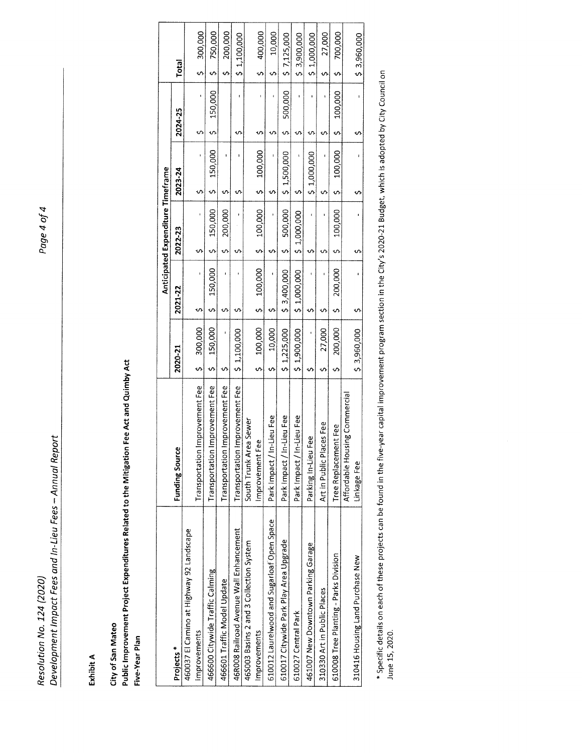**Exhibit A**

**City of San Mateo**

**Public Improvement Project Expenditures Related to the Mitigation Fee Act and Quimby Act**

**Five-Year Plan**

| Projects * | Funding Source | Anticipated Expenditure Timeframe | | | | | Total |
|---|---|---|---|---|---|---|---|
| | | 2020-21 | 2021-22 | 2022-23 | 2023-24 | 2024-25 | |
| 460037 El Camino at Highway 92 Landscape Improvements | Transportation Improvement Fee | $ 300,000 | $ - | $ - | $ - | $ - | $ 300,000 |
| 466600 Citywide Traffic Calming | Transportation Improvement Fee | $ 150,000 | $ 150,000 | $ 150,000 | $ 150,000 | $ 150,000 | $ 750,000 |
| 466601 Traffic Model Update | Transportation Improvement Fee | $ - | $ - | $ 200,000 | $ - | | $ 200,000 |
| 46R008 Railroad Avenue Wall Enhancement | Transportation Improvement Fee | $ 1,100,000 | $ - | $ - | $ - | $ - | $ 1,100,000 |
| 465003 Basins 2 and 3 Collection System Improvements | South Trunk Area Sewer Improvement Fee | $ 100,000 | $ 100,000 | $ 100,000 | $ 100,000 | $ - | $ 400,000 |
| 610012 Laurelwood and Sugarloaf Open Space | Park Impact / In-Lieu Fee | $ 10,000 | $ - | $ - | $ - | $ - | $ 10,000 |
| 610017 Citywide Park Play Area Upgrade | Park Impact / In-Lieu Fee | $ 1,225,000 | $ 3,400,000 | $ 500,000 | $ 1,500,000 | $ 500,000 | $ 7,125,000 |
| 610027 Central Park | Park Impact / In-Lieu Fee | $ 1,900,000 | $ 1,000,000 | $ 1,000,000 | $ - | $ - | $ 3,900,000 |
| 461007 New Downtown Parking Garage | Parking In-Lieu Fee | $ - | $ - | $ - | $ 1,000,000 | $ - | $ 1,000,000 |
| 310330 Art in Public Places | Art in Public Places Fee | $ 27,000 | $ - | $ - | $ - | $ - | $ 27,000 |
| 610008 Tree Planting - Parks Division | Tree Replacement Fee | $ 200,000 | $ 200,000 | $ 100,000 | $ 100,000 | $ 100,000 | $ 700,000 |
| 310416 Housing Land Purchase New | Affordable Housing Commercial Linkage Fee | $ 3,960,000 | $ - | $ - | $ - | $ - | $ 3,960,000 |

* Specific details on each of these projects can be found in the five-year capital improvement program section in the City's 2020-21 Budget, which is adopted by City Council on June 15, 2020.